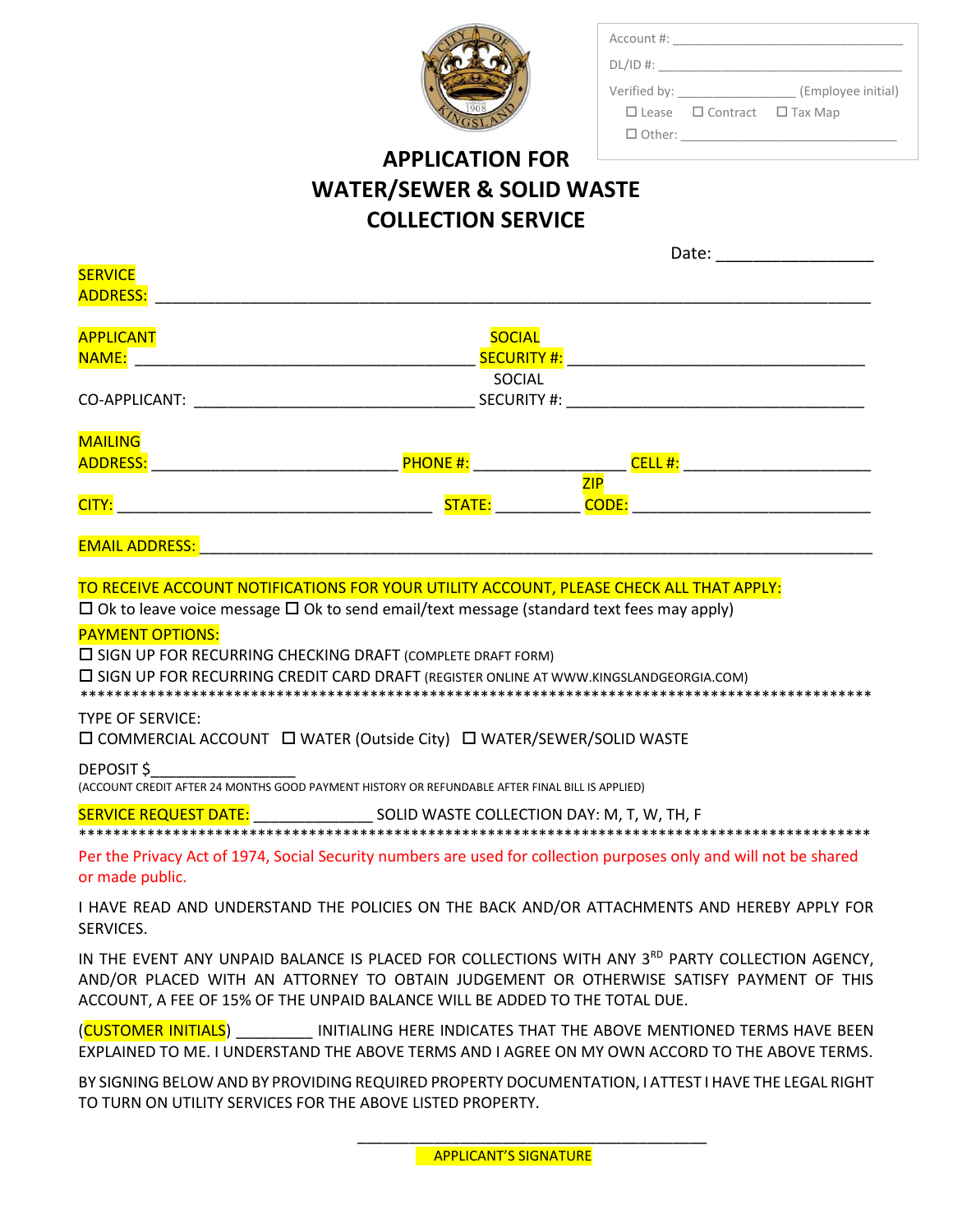Account #: ________________________________

DL/ID #: ________________________________

Verified by: ________________ (Employee initial)

☐ Lease ☐ Contract ☐ Tax Map

☐ Other: ______________________________

# APPLICATION FOR WATER/SEWER & SOLID WASTE COLLECTION SERVICE

Date: ________________

SERVICE ADDRESS: ______________________________________________________________________

APPLICANT NAME: ______________________________________ SOCIAL SECURITY #: _________________________________

CO-APPLICANT: ________________________________ SOCIAL SECURITY #: _________________________________

MAILING ADDRESS: ___________________________ PHONE #: _________________ CELL #: _____________________

CITY: ___________________________________ STATE: _________ ZIP CODE: __________________________

EMAIL ADDRESS: ____________________________________________________________________________

TO RECEIVE ACCOUNT NOTIFICATIONS FOR YOUR UTILITY ACCOUNT, PLEASE CHECK ALL THAT APPLY:

☐ Ok to leave voice message ☐ Ok to send email/text message (standard text fees may apply)

PAYMENT OPTIONS:

☐ SIGN UP FOR RECURRING CHECKING DRAFT (COMPLETE DRAFT FORM)

☐ SIGN UP FOR RECURRING CREDIT CARD DRAFT (REGISTER ONLINE AT WWW.KINGSLANDGEORGIA.COM)

*********************************************************************************************

TYPE OF SERVICE:

☐ COMMERCIAL ACCOUNT ☐ WATER (Outside City) ☐ WATER/SEWER/SOLID WASTE

DEPOSIT $________________

(ACCOUNT CREDIT AFTER 24 MONTHS GOOD PAYMENT HISTORY OR REFUNDABLE AFTER FINAL BILL IS APPLIED)

SERVICE REQUEST DATE: _____________ SOLID WASTE COLLECTION DAY: M, T, W, TH, F

*********************************************************************************************

Per the Privacy Act of 1974, Social Security numbers are used for collection purposes only and will not be shared or made public.

I HAVE READ AND UNDERSTAND THE POLICIES ON THE BACK AND/OR ATTACHMENTS AND HEREBY APPLY FOR SERVICES.

IN THE EVENT ANY UNPAID BALANCE IS PLACED FOR COLLECTIONS WITH ANY 3RD PARTY COLLECTION AGENCY, AND/OR PLACED WITH AN ATTORNEY TO OBTAIN JUDGEMENT OR OTHERWISE SATISFY PAYMENT OF THIS ACCOUNT, A FEE OF 15% OF THE UNPAID BALANCE WILL BE ADDED TO THE TOTAL DUE.

(CUSTOMER INITIALS) _________ INITIALING HERE INDICATES THAT THE ABOVE MENTIONED TERMS HAVE BEEN EXPLAINED TO ME. I UNDERSTAND THE ABOVE TERMS AND I AGREE ON MY OWN ACCORD TO THE ABOVE TERMS.

BY SIGNING BELOW AND BY PROVIDING REQUIRED PROPERTY DOCUMENTATION, I ATTEST I HAVE THE LEGAL RIGHT TO TURN ON UTILITY SERVICES FOR THE ABOVE LISTED PROPERTY.

_______________________________________

APPLICANT'S SIGNATURE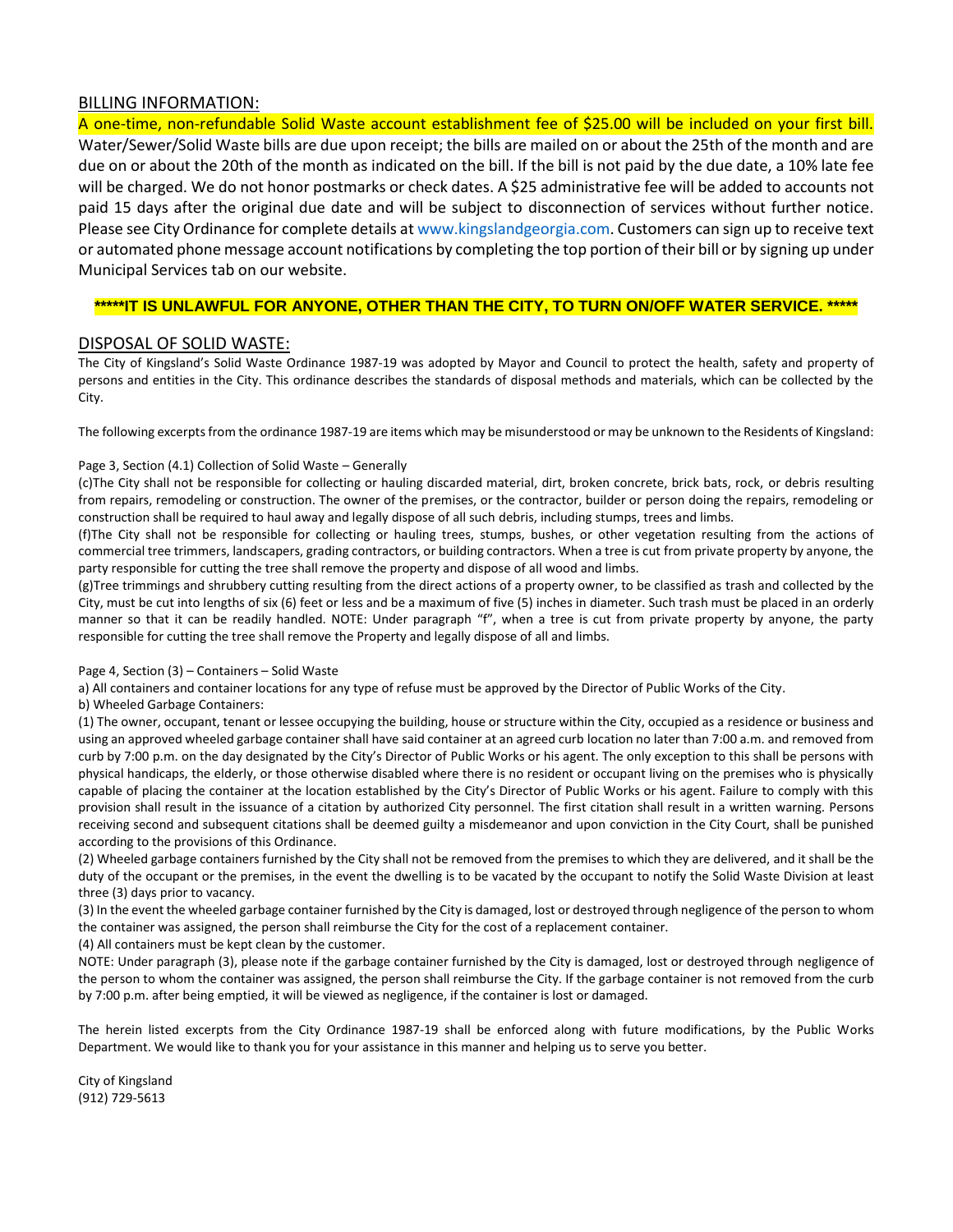## BILLING INFORMATION:

A one-time, non-refundable Solid Waste account establishment fee of $25.00 will be included on your first bill. Water/Sewer/Solid Waste bills are due upon receipt; the bills are mailed on or about the 25th of the month and are due on or about the 20th of the month as indicated on the bill. If the bill is not paid by the due date, a 10% late fee will be charged. We do not honor postmarks or check dates. A $25 administrative fee will be added to accounts not paid 15 days after the original due date and will be subject to disconnection of services without further notice. Please see City Ordinance for complete details at www.kingslandgeorgia.com. Customers can sign up to receive text or automated phone message account notifications by completing the top portion of their bill or by signing up under Municipal Services tab on our website.

**\*\*\*\*\*IT IS UNLAWFUL FOR ANYONE, OTHER THAN THE CITY, TO TURN ON/OFF WATER SERVICE. \*\*\*\*\***

## DISPOSAL OF SOLID WASTE:

The City of Kingsland's Solid Waste Ordinance 1987-19 was adopted by Mayor and Council to protect the health, safety and property of persons and entities in the City. This ordinance describes the standards of disposal methods and materials, which can be collected by the City.

The following excerpts from the ordinance 1987-19 are items which may be misunderstood or may be unknown to the Residents of Kingsland:

Page 3, Section (4.1) Collection of Solid Waste – Generally

(c)The City shall not be responsible for collecting or hauling discarded material, dirt, broken concrete, brick bats, rock, or debris resulting from repairs, remodeling or construction. The owner of the premises, or the contractor, builder or person doing the repairs, remodeling or construction shall be required to haul away and legally dispose of all such debris, including stumps, trees and limbs.

(f)The City shall not be responsible for collecting or hauling trees, stumps, bushes, or other vegetation resulting from the actions of commercial tree trimmers, landscapers, grading contractors, or building contractors. When a tree is cut from private property by anyone, the party responsible for cutting the tree shall remove the property and dispose of all wood and limbs.

(g)Tree trimmings and shrubbery cutting resulting from the direct actions of a property owner, to be classified as trash and collected by the City, must be cut into lengths of six (6) feet or less and be a maximum of five (5) inches in diameter. Such trash must be placed in an orderly manner so that it can be readily handled. NOTE: Under paragraph "f", when a tree is cut from private property by anyone, the party responsible for cutting the tree shall remove the Property and legally dispose of all and limbs.

Page 4, Section (3) – Containers – Solid Waste

a) All containers and container locations for any type of refuse must be approved by the Director of Public Works of the City.

b) Wheeled Garbage Containers:

(1) The owner, occupant, tenant or lessee occupying the building, house or structure within the City, occupied as a residence or business and using an approved wheeled garbage container shall have said container at an agreed curb location no later than 7:00 a.m. and removed from curb by 7:00 p.m. on the day designated by the City's Director of Public Works or his agent. The only exception to this shall be persons with physical handicaps, the elderly, or those otherwise disabled where there is no resident or occupant living on the premises who is physically capable of placing the container at the location established by the City's Director of Public Works or his agent. Failure to comply with this provision shall result in the issuance of a citation by authorized City personnel. The first citation shall result in a written warning. Persons receiving second and subsequent citations shall be deemed guilty a misdemeanor and upon conviction in the City Court, shall be punished according to the provisions of this Ordinance.

(2) Wheeled garbage containers furnished by the City shall not be removed from the premises to which they are delivered, and it shall be the duty of the occupant or the premises, in the event the dwelling is to be vacated by the occupant to notify the Solid Waste Division at least three (3) days prior to vacancy.

(3) In the event the wheeled garbage container furnished by the City is damaged, lost or destroyed through negligence of the person to whom the container was assigned, the person shall reimburse the City for the cost of a replacement container.

(4) All containers must be kept clean by the customer.

NOTE: Under paragraph (3), please note if the garbage container furnished by the City is damaged, lost or destroyed through negligence of the person to whom the container was assigned, the person shall reimburse the City. If the garbage container is not removed from the curb by 7:00 p.m. after being emptied, it will be viewed as negligence, if the container is lost or damaged.

The herein listed excerpts from the City Ordinance 1987-19 shall be enforced along with future modifications, by the Public Works Department. We would like to thank you for your assistance in this manner and helping us to serve you better.

City of Kingsland
(912) 729-5613